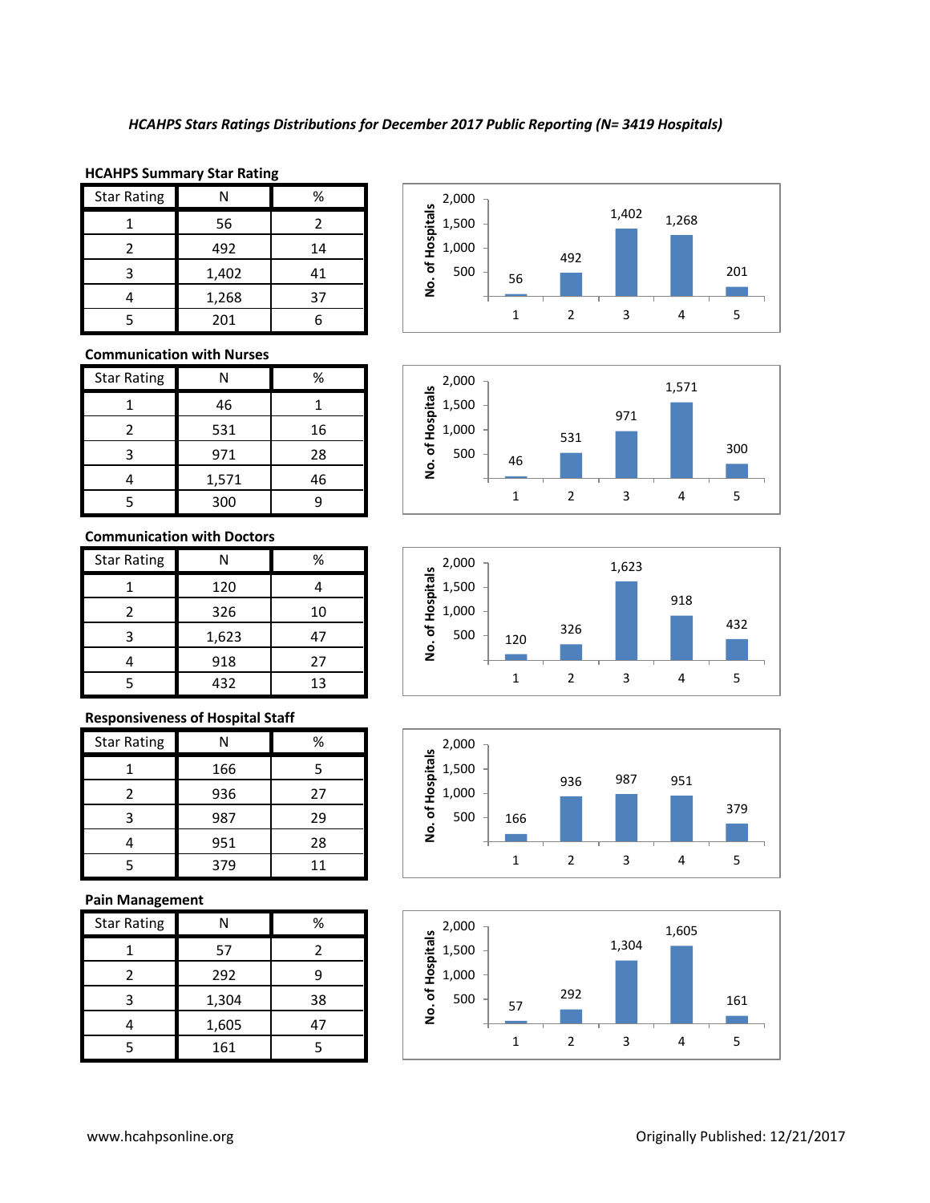*HCAHPS Stars Ratings Distributions for December 2017 Public Reporting (N= 3419 Hospitals)*

**HCAHPS Summary Star Rating**

| Star Rating | N | % |
|---|---|---|
| 1 | 56 | 2 |
| 2 | 492 | 14 |
| 3 | 1,402 | 41 |
| 4 | 1,268 | 37 |
| 5 | 201 | 6 |

**Communication with Nurses**

| Star Rating | N | % |
|---|---|---|
| 1 | 46 | 1 |
| 2 | 531 | 16 |
| 3 | 971 | 28 |
| 4 | 1,571 | 46 |
| 5 | 300 | 9 |

**Communication with Doctors**

| Star Rating | N | % |
|---|---|---|
| 1 | 120 | 4 |
| 2 | 326 | 10 |
| 3 | 1,623 | 47 |
| 4 | 918 | 27 |
| 5 | 432 | 13 |

**Responsiveness of Hospital Staff**

| Star Rating | N | % |
|---|---|---|
| 1 | 166 | 5 |
| 2 | 936 | 27 |
| 3 | 987 | 29 |
| 4 | 951 | 28 |
| 5 | 379 | 11 |

**Pain Management**

| Star Rating | N | % |
|---|---|---|
| 1 | 57 | 2 |
| 2 | 292 | 9 |
| 3 | 1,304 | 38 |
| 4 | 1,605 | 47 |
| 5 | 161 | 5 |

www.hcahpsonline.org

Originally Published: 12/21/2017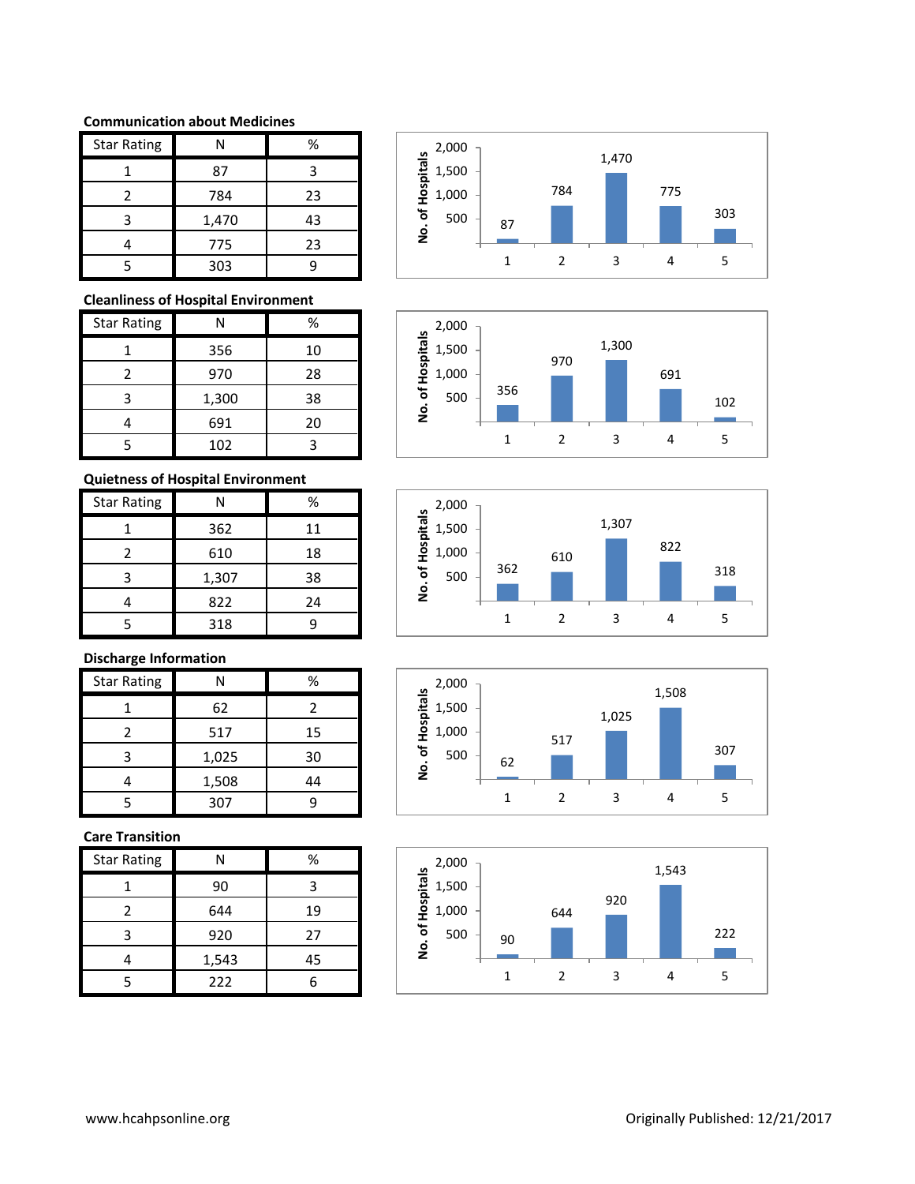**Communication about Medicines**

| Star Rating | N | % |
|---|---|---|
| 1 | 87 | 3 |
| 2 | 784 | 23 |
| 3 | 1,470 | 43 |
| 4 | 775 | 23 |
| 5 | 303 | 9 |

**Cleanliness of Hospital Environment**

| Star Rating | N | % |
|---|---|---|
| 1 | 356 | 10 |
| 2 | 970 | 28 |
| 3 | 1,300 | 38 |
| 4 | 691 | 20 |
| 5 | 102 | 3 |

**Quietness of Hospital Environment**

| Star Rating | N | % |
|---|---|---|
| 1 | 362 | 11 |
| 2 | 610 | 18 |
| 3 | 1,307 | 38 |
| 4 | 822 | 24 |
| 5 | 318 | 9 |

**Discharge Information**

| Star Rating | N | % |
|---|---|---|
| 1 | 62 | 2 |
| 2 | 517 | 15 |
| 3 | 1,025 | 30 |
| 4 | 1,508 | 44 |
| 5 | 307 | 9 |

**Care Transition**

| Star Rating | N | % |
|---|---|---|
| 1 | 90 | 3 |
| 2 | 644 | 19 |
| 3 | 920 | 27 |
| 4 | 1,543 | 45 |
| 5 | 222 | 6 |

www.hcahpsonline.org Originally Published: 12/21/2017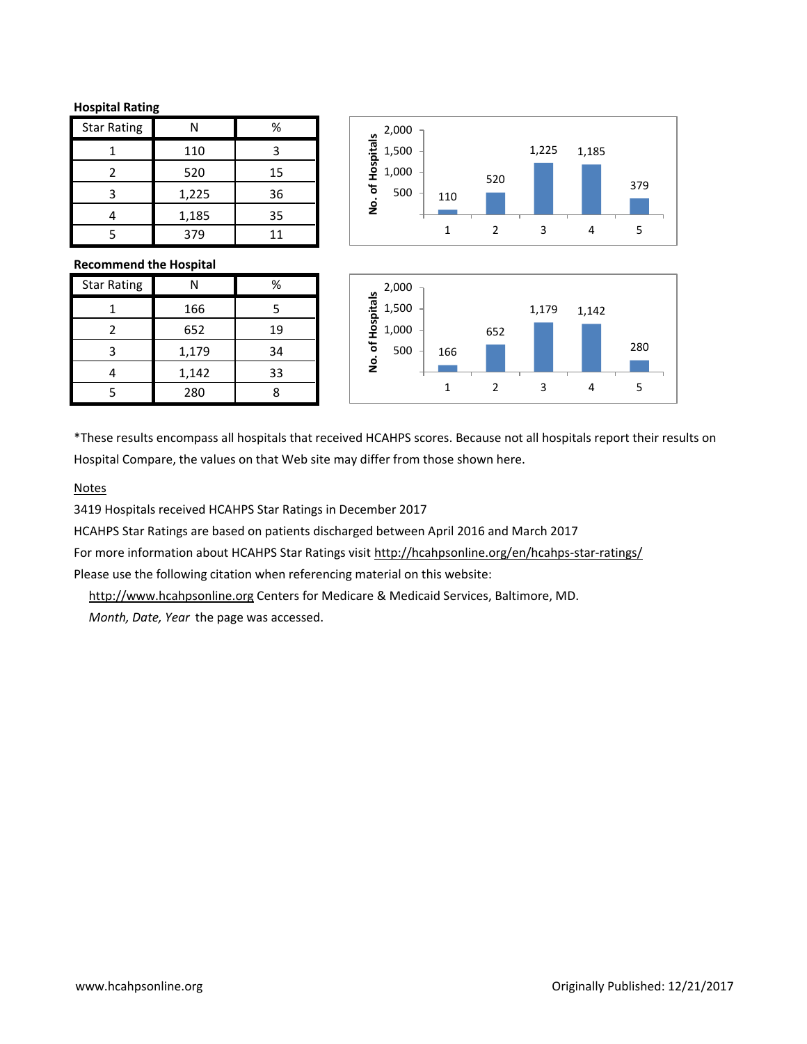**Hospital Rating**

| Star Rating | N | % |
|---|---|---|
| 1 | 110 | 3 |
| 2 | 520 | 15 |
| 3 | 1,225 | 36 |
| 4 | 1,185 | 35 |
| 5 | 379 | 11 |

No. of Hospitals
2,000
1,500
1,000
500
110
520
1,225
1,185
379
1 2 3 4 5

**Recommend the Hospital**

| Star Rating | N | % |
|---|---|---|
| 1 | 166 | 5 |
| 2 | 652 | 19 |
| 3 | 1,179 | 34 |
| 4 | 1,142 | 33 |
| 5 | 280 | 8 |

No. of Hospitals
2,000
1,500
1,000
500
166
652
1,179
1,142
280
1 2 3 4 5

*These results encompass all hospitals that received HCAHPS scores. Because not all hospitals report their results on Hospital Compare, the values on that Web site may differ from those shown here.

Notes

3419 Hospitals received HCAHPS Star Ratings in December 2017

HCAHPS Star Ratings are based on patients discharged between April 2016 and March 2017

For more information about HCAHPS Star Ratings visit http://hcahpsonline.org/en/hcahps-star-ratings/

Please use the following citation when referencing material on this website:

http://www.hcahpsonline.org Centers for Medicare & Medicaid Services, Baltimore, MD.

*Month, Date, Year* the page was accessed.

www.hcahpsonline.org

Originally Published: 12/21/2017